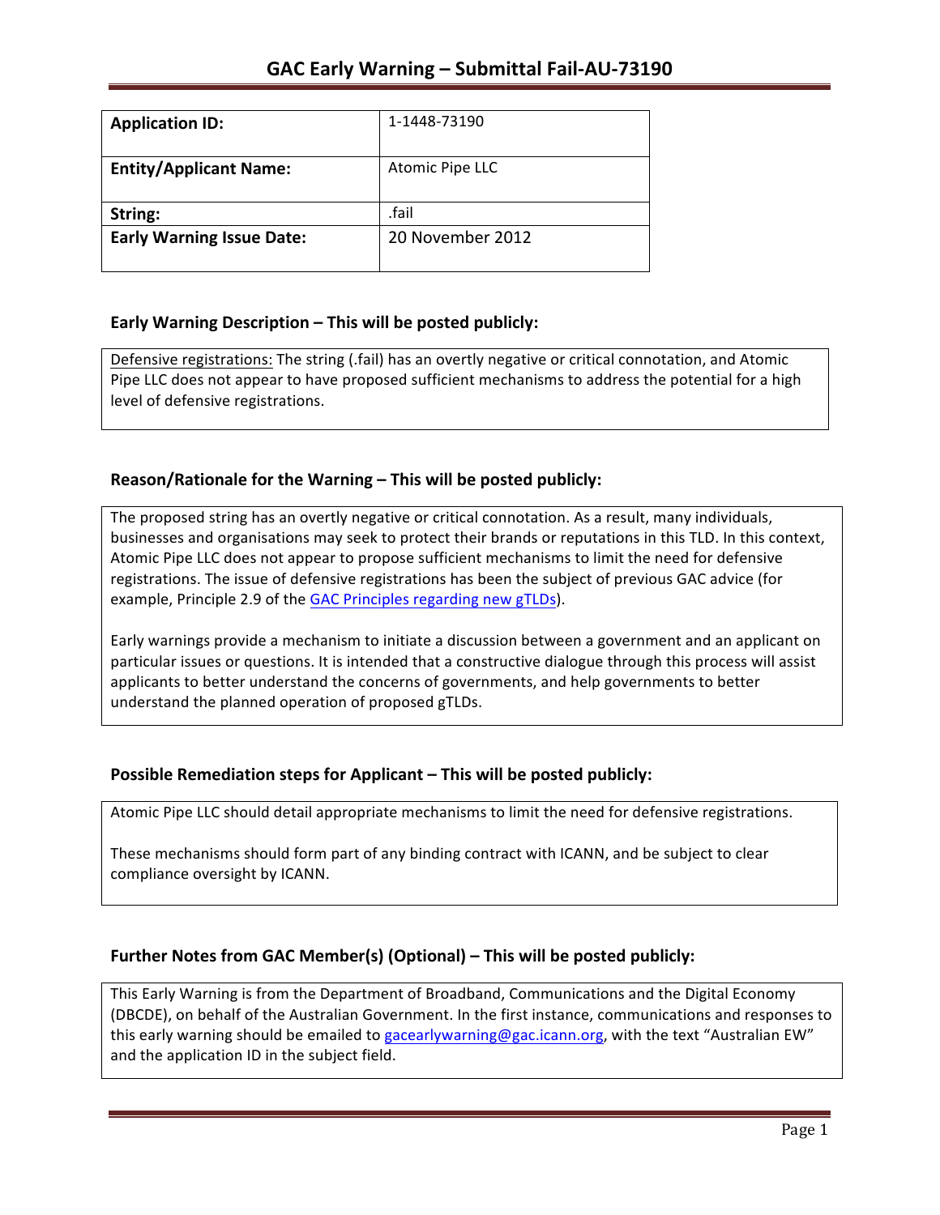# GAC Early Warning – Submittal Fail-AU-73190

| **Application ID:** | 1-1448-73190 |
|---|---|
| **Entity/Applicant Name:** | Atomic Pipe LLC |
| **String:** | .fail |
| **Early Warning Issue Date:** | 20 November 2012 |

## Early Warning Description – This will be posted publicly:

Defensive registrations: The string (.fail) has an overtly negative or critical connotation, and Atomic Pipe LLC does not appear to have proposed sufficient mechanisms to address the potential for a high level of defensive registrations.

## Reason/Rationale for the Warning – This will be posted publicly:

The proposed string has an overtly negative or critical connotation. As a result, many individuals, businesses and organisations may seek to protect their brands or reputations in this TLD. In this context, Atomic Pipe LLC does not appear to propose sufficient mechanisms to limit the need for defensive registrations. The issue of defensive registrations has been the subject of previous GAC advice (for example, Principle 2.9 of the GAC Principles regarding new gTLDs).

Early warnings provide a mechanism to initiate a discussion between a government and an applicant on particular issues or questions. It is intended that a constructive dialogue through this process will assist applicants to better understand the concerns of governments, and help governments to better understand the planned operation of proposed gTLDs.

## Possible Remediation steps for Applicant – This will be posted publicly:

Atomic Pipe LLC should detail appropriate mechanisms to limit the need for defensive registrations.

These mechanisms should form part of any binding contract with ICANN, and be subject to clear compliance oversight by ICANN.

## Further Notes from GAC Member(s) (Optional) – This will be posted publicly:

This Early Warning is from the Department of Broadband, Communications and the Digital Economy (DBCDE), on behalf of the Australian Government. In the first instance, communications and responses to this early warning should be emailed to gacearlywarning@gac.icann.org, with the text "Australian EW" and the application ID in the subject field.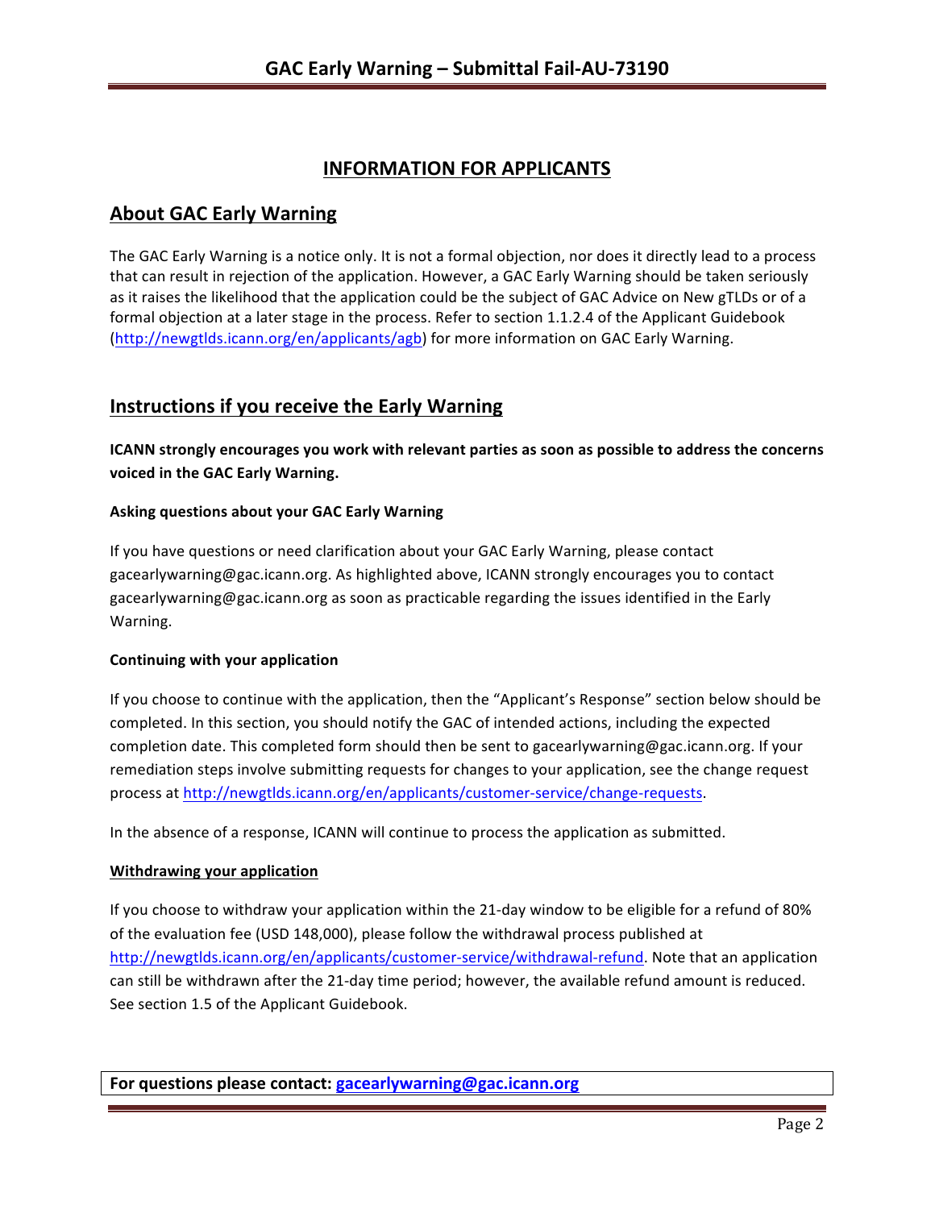## INFORMATION FOR APPLICANTS

## About GAC Early Warning

The GAC Early Warning is a notice only. It is not a formal objection, nor does it directly lead to a process that can result in rejection of the application. However, a GAC Early Warning should be taken seriously as it raises the likelihood that the application could be the subject of GAC Advice on New gTLDs or of a formal objection at a later stage in the process. Refer to section 1.1.2.4 of the Applicant Guidebook (http://newgtlds.icann.org/en/applicants/agb) for more information on GAC Early Warning.

## Instructions if you receive the Early Warning

**ICANN strongly encourages you work with relevant parties as soon as possible to address the concerns voiced in the GAC Early Warning.**

**Asking questions about your GAC Early Warning**

If you have questions or need clarification about your GAC Early Warning, please contact gacearlywarning@gac.icann.org. As highlighted above, ICANN strongly encourages you to contact gacearlywarning@gac.icann.org as soon as practicable regarding the issues identified in the Early Warning.

**Continuing with your application**

If you choose to continue with the application, then the "Applicant's Response" section below should be completed. In this section, you should notify the GAC of intended actions, including the expected completion date. This completed form should then be sent to gacearlywarning@gac.icann.org. If your remediation steps involve submitting requests for changes to your application, see the change request process at http://newgtlds.icann.org/en/applicants/customer-service/change-requests.

In the absence of a response, ICANN will continue to process the application as submitted.

**Withdrawing your application**

If you choose to withdraw your application within the 21-day window to be eligible for a refund of 80% of the evaluation fee (USD 148,000), please follow the withdrawal process published at http://newgtlds.icann.org/en/applicants/customer-service/withdrawal-refund. Note that an application can still be withdrawn after the 21-day time period; however, the available refund amount is reduced. See section 1.5 of the Applicant Guidebook.

**For questions please contact: gacearlywarning@gac.icann.org**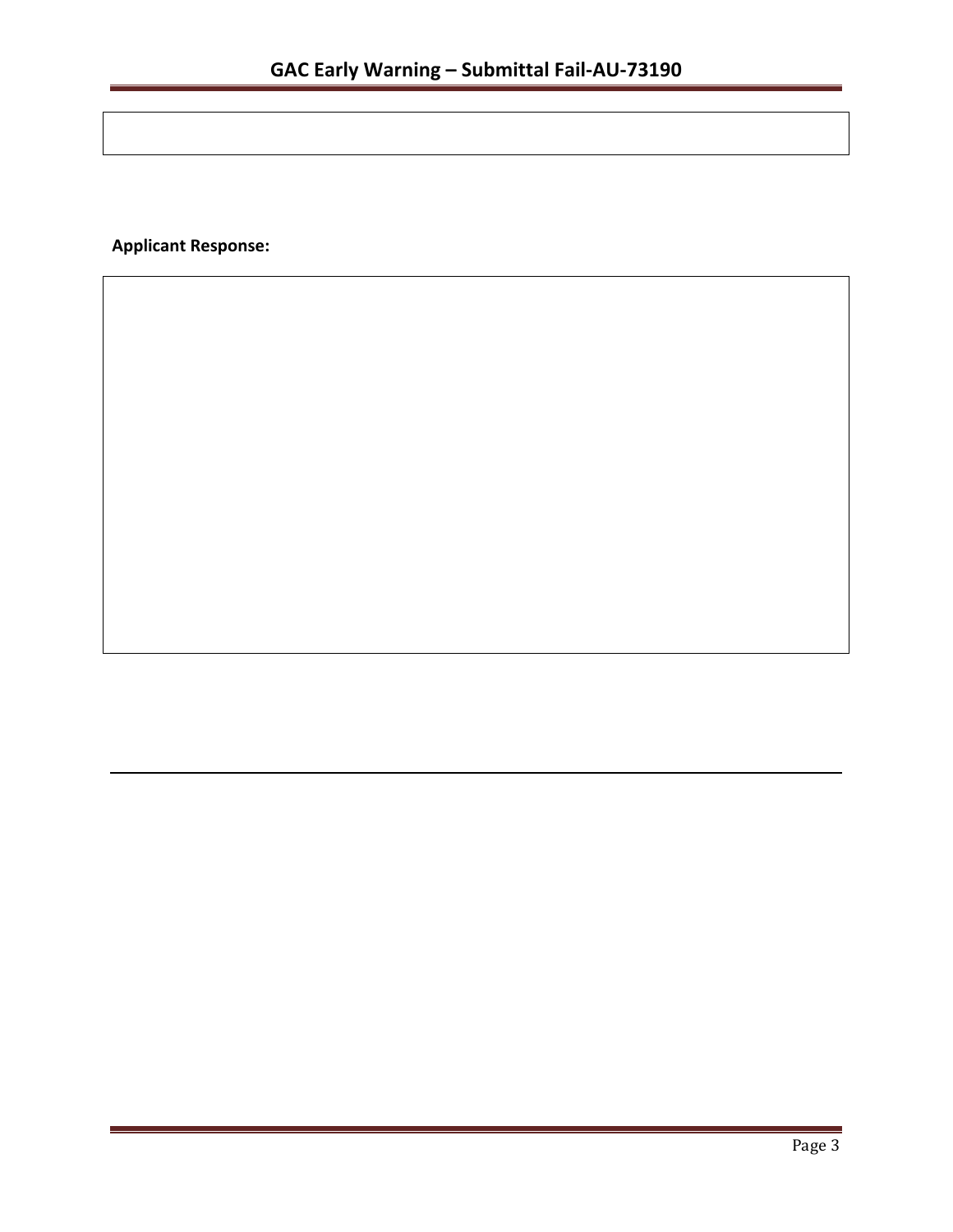**Applicant Response:**